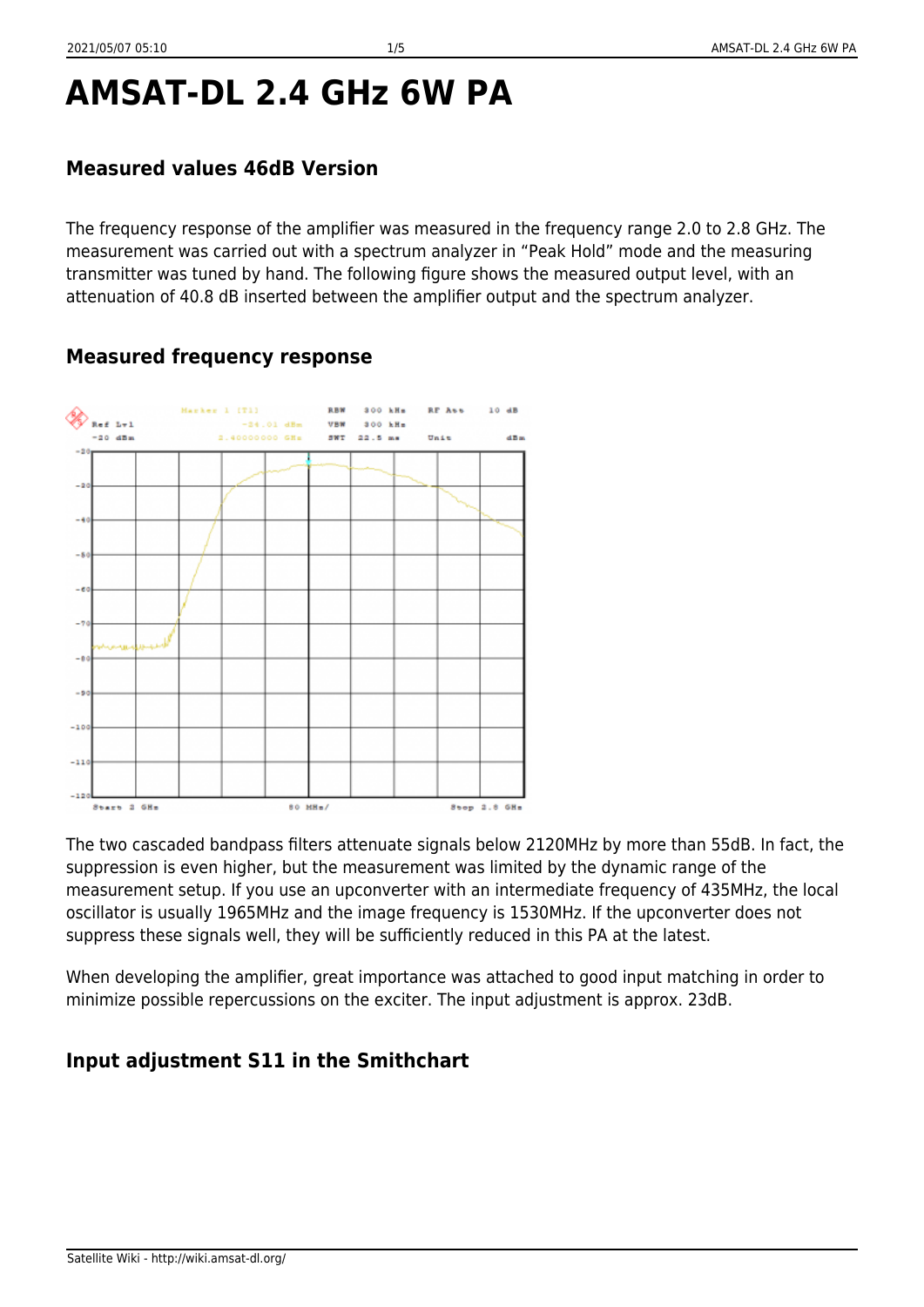# AMSAT-DL 2.4 GHz 6W PA

### Measured values 46dB Version

The frequency response of the amplifier was measured in the frequency range 2.0 to 2.8 GHz. The measurement was carried out with a spectrum analyzer in "Peak Hold" mode and the measuring transmitter was tuned by hand. The following figure shows the measured output level, with an attenuation of 40.8 dB inserted between the amplifier output and the spectrum analyzer.

### Measured frequency response

The two cascaded bandpass filters attenuate signals below 2120MHz by more than 55dB. In fact, the suppression is even higher, but the measurement was limited by the dynamic range of the measurement setup. If you use an upconverter with an intermediate frequency of 435MHz, the local oscillator is usually 1965MHz and the image frequency is 1530MHz. If the upconverter does not suppress these signals well, they will be sufficiently reduced in this PA at the latest.

When developing the amplifier, great importance was attached to good input matching in order to minimize possible repercussions on the exciter. The input adjustment is approx. 23dB.

### Input adjustment S11 in the Smithchart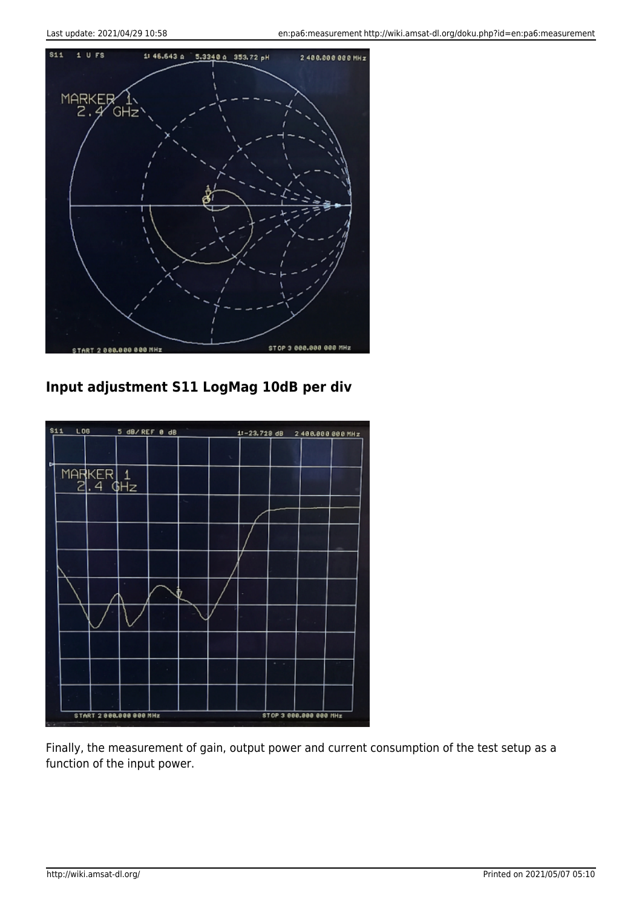## Input adjustment S11 LogMag 10dB per div

Finally, the measurement of gain, output power and current consumption of the test setup as a function of the input power.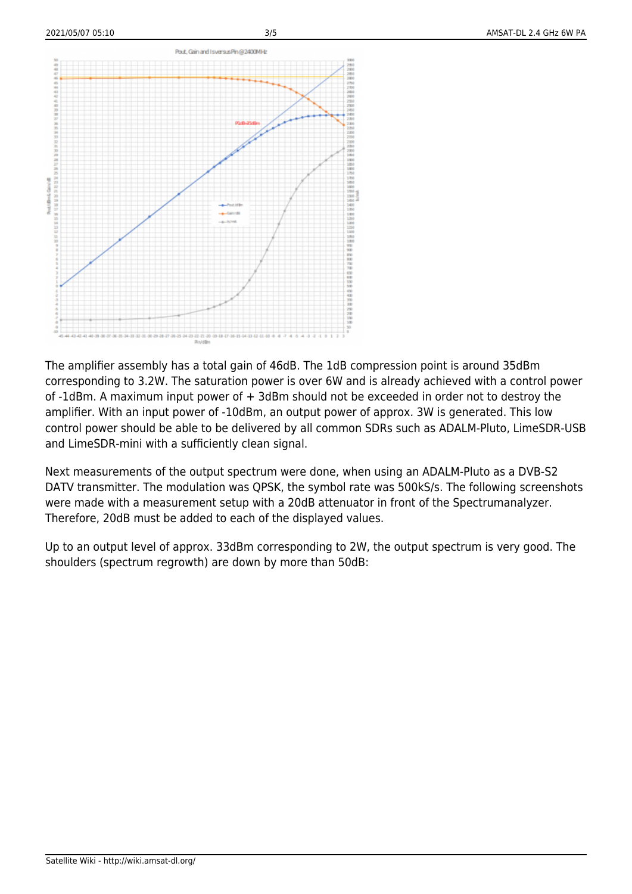The amplifier assembly has a total gain of 46dB. The 1dB compression point is around 35dBm corresponding to 3.2W. The saturation power is over 6W and is already achieved with a control power of -1dBm. A maximum input power of + 3dBm should not be exceeded in order not to destroy the amplifier. With an input power of -10dBm, an output power of approx. 3W is generated. This low control power should be able to be delivered by all common SDRs such as ADALM-Pluto, LimeSDR-USB and LimeSDR-mini with a sufficiently clean signal.

Next measurements of the output spectrum were done, when using an ADALM-Pluto as a DVB-S2 DATV transmitter. The modulation was QPSK, the symbol rate was 500kS/s. The following screenshots were made with a measurement setup with a 20dB attenuator in front of the Spectrumanalyzer. Therefore, 20dB must be added to each of the displayed values.

Up to an output level of approx. 33dBm corresponding to 2W, the output spectrum is very good. The shoulders (spectrum regrowth) are down by more than 50dB: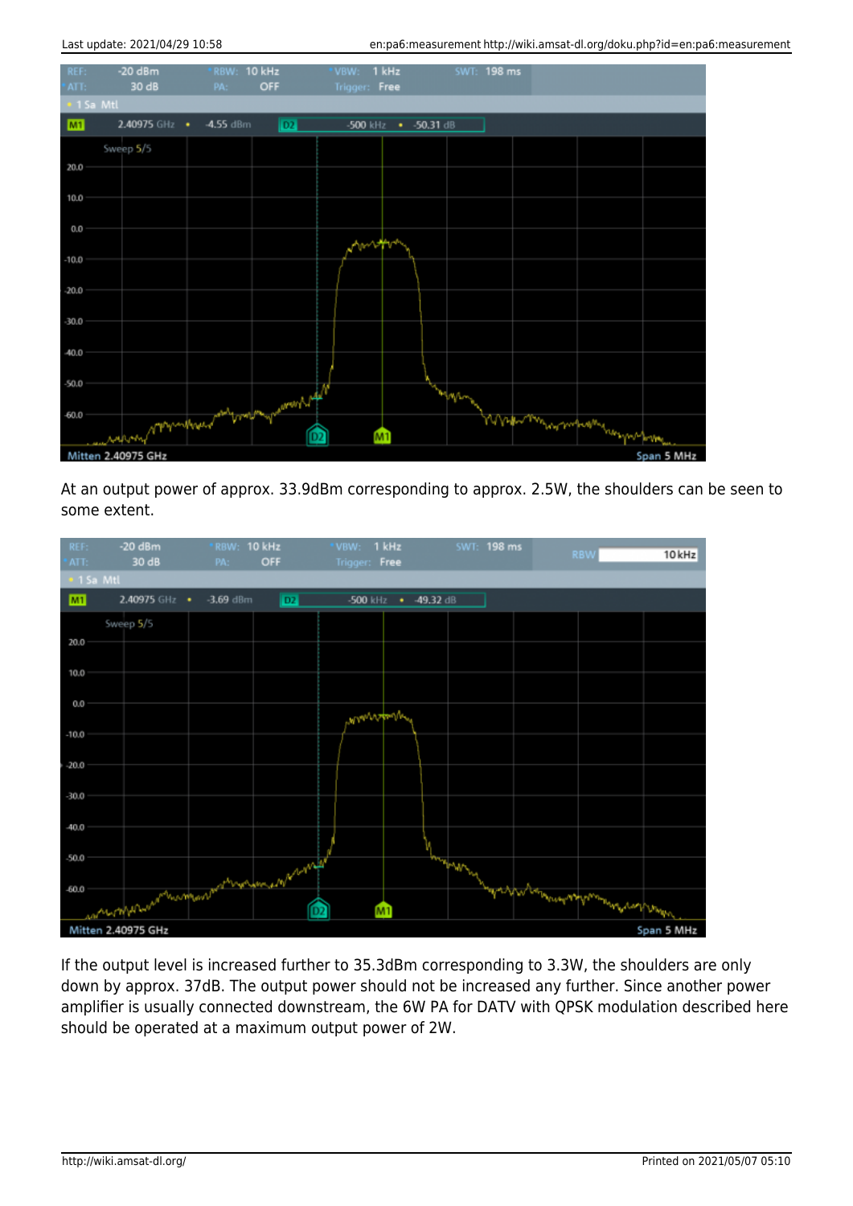At an output power of approx. 33.9dBm corresponding to approx. 2.5W, the shoulders can be seen to some extent.

If the output level is increased further to 35.3dBm corresponding to 3.3W, the shoulders are only down by approx. 37dB. The output power should not be increased any further. Since another power amplifier is usually connected downstream, the 6W PA for DATV with QPSK modulation described here should be operated at a maximum output power of 2W.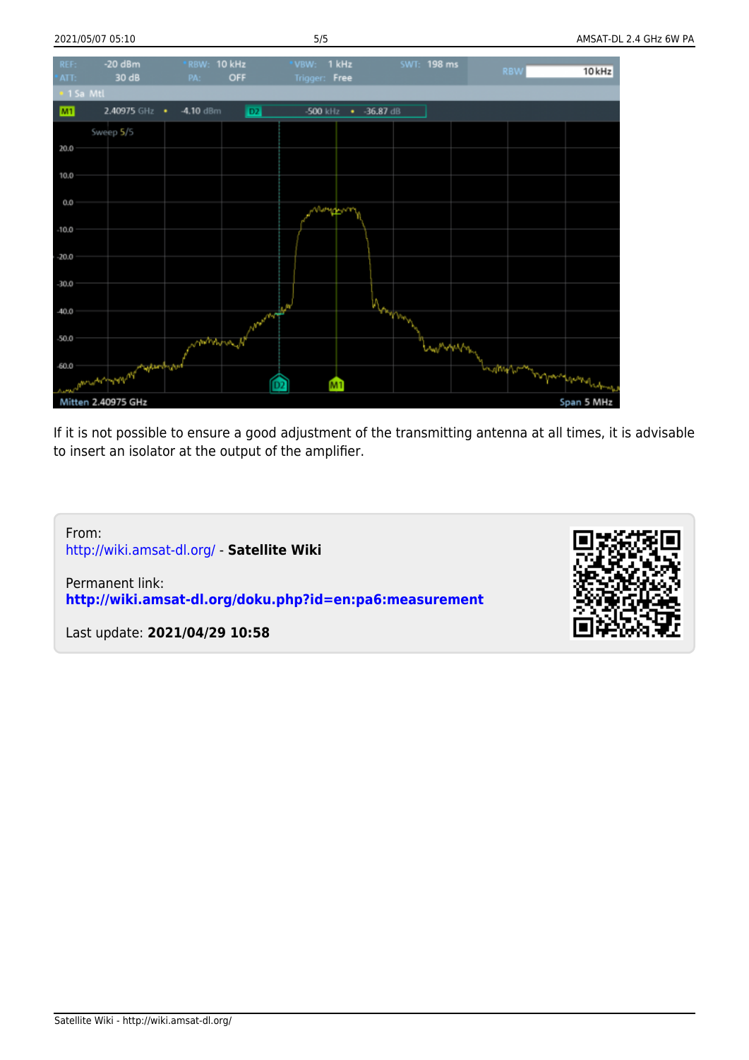REF: -20 dBm
ATT: 30 dB
RBW: 10 kHz
PA: OFF
VBW: 1 kHz
Trigger: Free
SWT: 198 ms
RBW 10 kHz
1 Sa Mtl
M1 2.40975 GHz • -4.10 dBm
D2 -500 kHz • -36.87 dB
Sweep 5/5
20.0
10.0
0.0
-10.0
-20.0
-30.0
-40.0
-50.0
-60.0
D2
M1
Mitten 2.40975 GHz
Span 5 MHz

If it is not possible to ensure a good adjustment of the transmitting antenna at all times, it is advisable to insert an isolator at the output of the amplifier.

From:
http://wiki.amsat-dl.org/ - **Satellite Wiki**

Permanent link:
**http://wiki.amsat-dl.org/doku.php?id=en:pa6:measurement**

Last update: **2021/04/29 10:58**